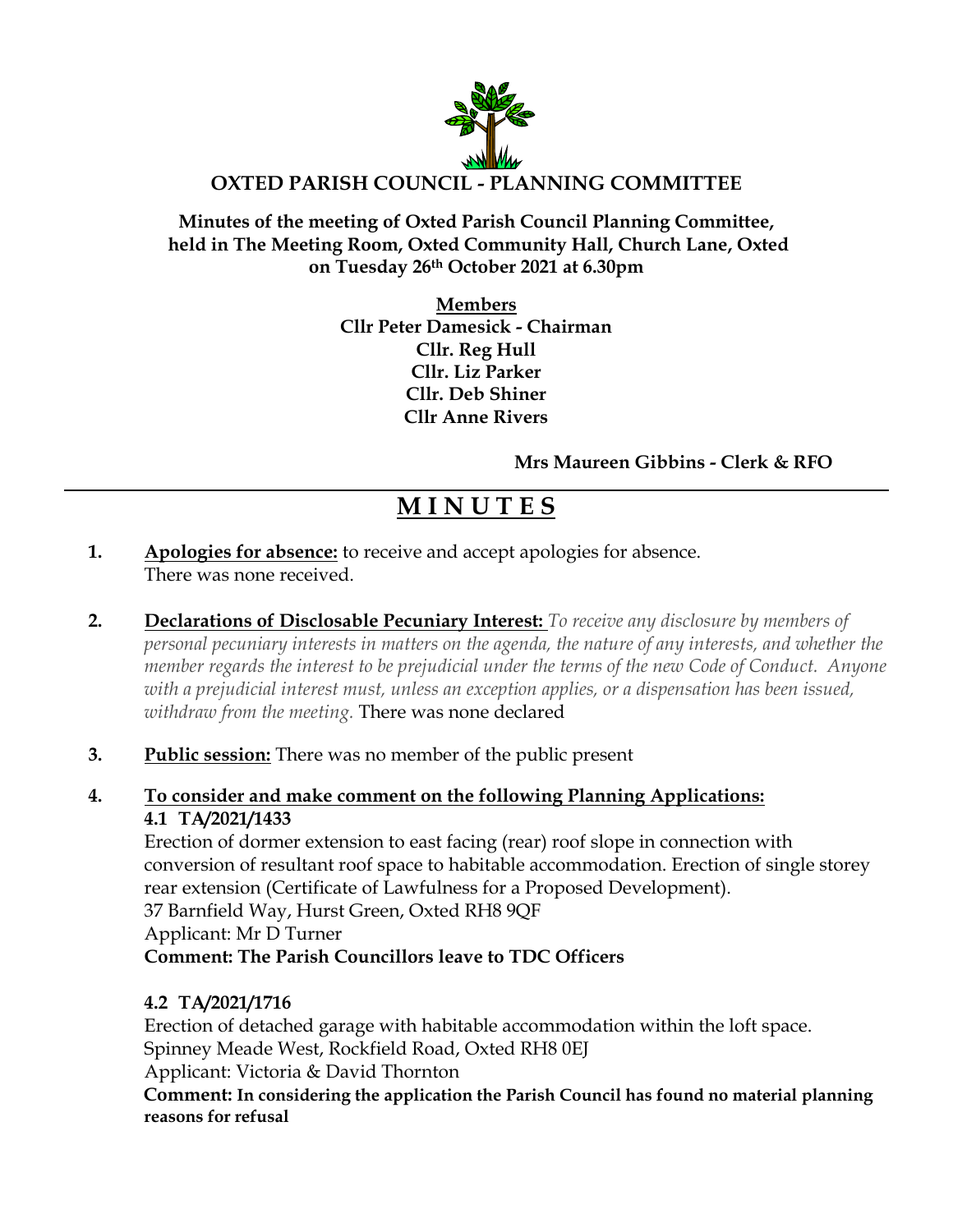# OXTED PARISH COUNCIL - PLANNING COMMITTEE

**Minutes of the meeting of Oxted Parish Council Planning Committee, held in The Meeting Room, Oxted Community Hall, Church Lane, Oxted on Tuesday 26th October 2021 at 6.30pm**

**Members**
**Cllr Peter Damesick - Chairman**
**Cllr. Reg Hull**
**Cllr. Liz Parker**
**Cllr. Deb Shiner**
**Cllr Anne Rivers**

**Mrs Maureen Gibbins - Clerk & RFO**

---

## MINUTES

1. **Apologies for absence:** to receive and accept apologies for absence. There was none received.

2. **Declarations of Disclosable Pecuniary Interest:** *To receive any disclosure by members of personal pecuniary interests in matters on the agenda, the nature of any interests, and whether the member regards the interest to be prejudicial under the terms of the new Code of Conduct. Anyone with a prejudicial interest must, unless an exception applies, or a dispensation has been issued, withdraw from the meeting.* There was none declared

3. **Public session:** There was no member of the public present

4. **To consider and make comment on the following Planning Applications:**

   **4.1 TA/2021/1433**
   Erection of dormer extension to east facing (rear) roof slope in connection with conversion of resultant roof space to habitable accommodation. Erection of single storey rear extension (Certificate of Lawfulness for a Proposed Development).
   37 Barnfield Way, Hurst Green, Oxted RH8 9QF
   Applicant: Mr D Turner
   **Comment: The Parish Councillors leave to TDC Officers**

   **4.2 TA/2021/1716**
   Erection of detached garage with habitable accommodation within the loft space.
   Spinney Meade West, Rockfield Road, Oxted RH8 0EJ
   Applicant: Victoria & David Thornton
   **Comment: In considering the application the Parish Council has found no material planning reasons for refusal**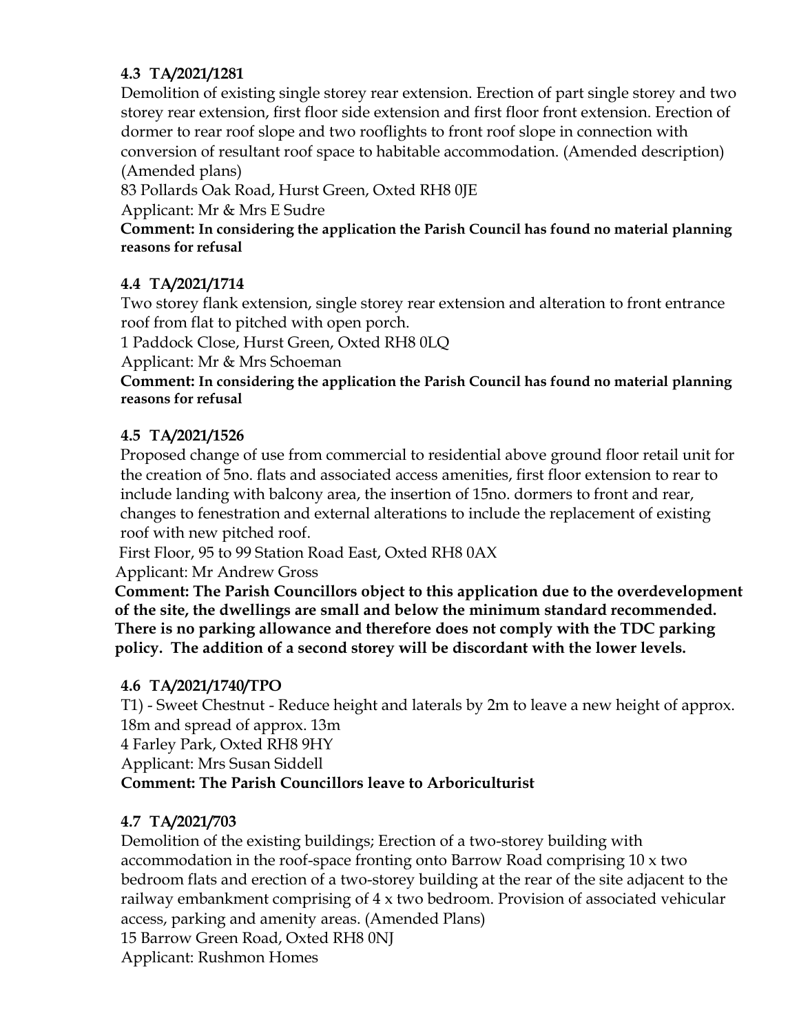### 4.3 TA/2021/1281

Demolition of existing single storey rear extension. Erection of part single storey and two storey rear extension, first floor side extension and first floor front extension. Erection of dormer to rear roof slope and two rooflights to front roof slope in connection with conversion of resultant roof space to habitable accommodation. (Amended description) (Amended plans)

83 Pollards Oak Road, Hurst Green, Oxted RH8 0JE

Applicant: Mr & Mrs E Sudre

**Comment: In considering the application the Parish Council has found no material planning reasons for refusal**

### 4.4 TA/2021/1714

Two storey flank extension, single storey rear extension and alteration to front entrance roof from flat to pitched with open porch.

1 Paddock Close, Hurst Green, Oxted RH8 0LQ

Applicant: Mr & Mrs Schoeman

**Comment: In considering the application the Parish Council has found no material planning reasons for refusal**

### 4.5 TA/2021/1526

Proposed change of use from commercial to residential above ground floor retail unit for the creation of 5no. flats and associated access amenities, first floor extension to rear to include landing with balcony area, the insertion of 15no. dormers to front and rear, changes to fenestration and external alterations to include the replacement of existing roof with new pitched roof.

First Floor, 95 to 99 Station Road East, Oxted RH8 0AX

Applicant: Mr Andrew Gross

**Comment: The Parish Councillors object to this application due to the overdevelopment of the site, the dwellings are small and below the minimum standard recommended. There is no parking allowance and therefore does not comply with the TDC parking policy. The addition of a second storey will be discordant with the lower levels.**

### 4.6 TA/2021/1740/TPO

T1) - Sweet Chestnut - Reduce height and laterals by 2m to leave a new height of approx. 18m and spread of approx. 13m

4 Farley Park, Oxted RH8 9HY

Applicant: Mrs Susan Siddell

**Comment: The Parish Councillors leave to Arboriculturist**

### 4.7 TA/2021/703

Demolition of the existing buildings; Erection of a two-storey building with accommodation in the roof-space fronting onto Barrow Road comprising 10 x two bedroom flats and erection of a two-storey building at the rear of the site adjacent to the railway embankment comprising of 4 x two bedroom. Provision of associated vehicular access, parking and amenity areas. (Amended Plans)

15 Barrow Green Road, Oxted RH8 0NJ

Applicant: Rushmon Homes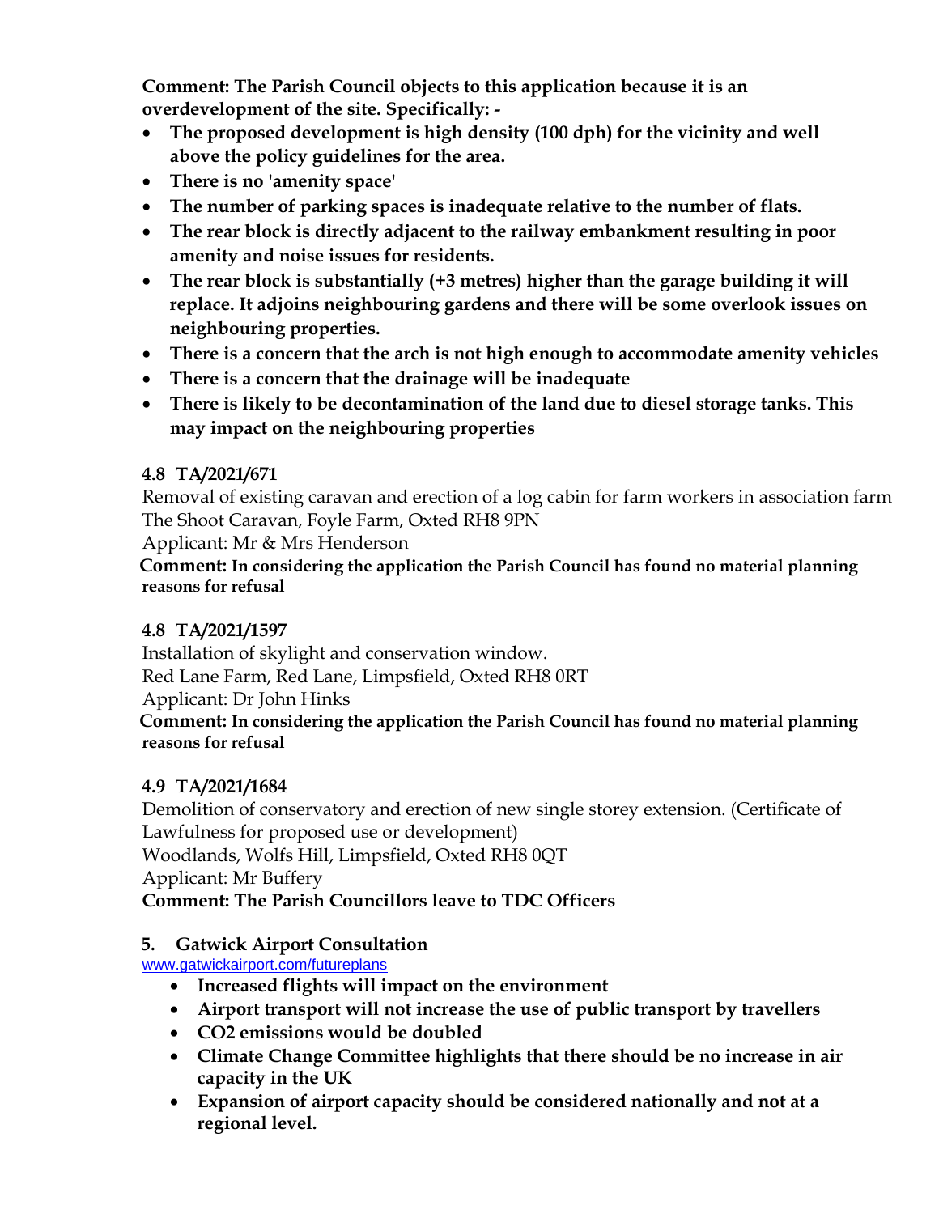**Comment: The Parish Council objects to this application because it is an overdevelopment of the site. Specifically: -**

- **The proposed development is high density (100 dph) for the vicinity and well above the policy guidelines for the area.**
- **There is no 'amenity space'**
- **The number of parking spaces is inadequate relative to the number of flats.**
- **The rear block is directly adjacent to the railway embankment resulting in poor amenity and noise issues for residents.**
- **The rear block is substantially (+3 metres) higher than the garage building it will replace. It adjoins neighbouring gardens and there will be some overlook issues on neighbouring properties.**
- **There is a concern that the arch is not high enough to accommodate amenity vehicles**
- **There is a concern that the drainage will be inadequate**
- **There is likely to be decontamination of the land due to diesel storage tanks. This may impact on the neighbouring properties**

### 4.8 TA/2021/671

Removal of existing caravan and erection of a log cabin for farm workers in association farm
The Shoot Caravan, Foyle Farm, Oxted RH8 9PN
Applicant: Mr & Mrs Henderson
**Comment: In considering the application the Parish Council has found no material planning reasons for refusal**

### 4.8 TA/2021/1597

Installation of skylight and conservation window.
Red Lane Farm, Red Lane, Limpsfield, Oxted RH8 0RT
Applicant: Dr John Hinks
**Comment: In considering the application the Parish Council has found no material planning reasons for refusal**

### 4.9 TA/2021/1684

Demolition of conservatory and erection of new single storey extension. (Certificate of Lawfulness for proposed use or development)
Woodlands, Wolfs Hill, Limpsfield, Oxted RH8 0QT
Applicant: Mr Buffery
**Comment: The Parish Councillors leave to TDC Officers**

## 5. Gatwick Airport Consultation

www.gatwickairport.com/futureplans

- **Increased flights will impact on the environment**
- **Airport transport will not increase the use of public transport by travellers**
- **CO2 emissions would be doubled**
- **Climate Change Committee highlights that there should be no increase in air capacity in the UK**
- **Expansion of airport capacity should be considered nationally and not at a regional level.**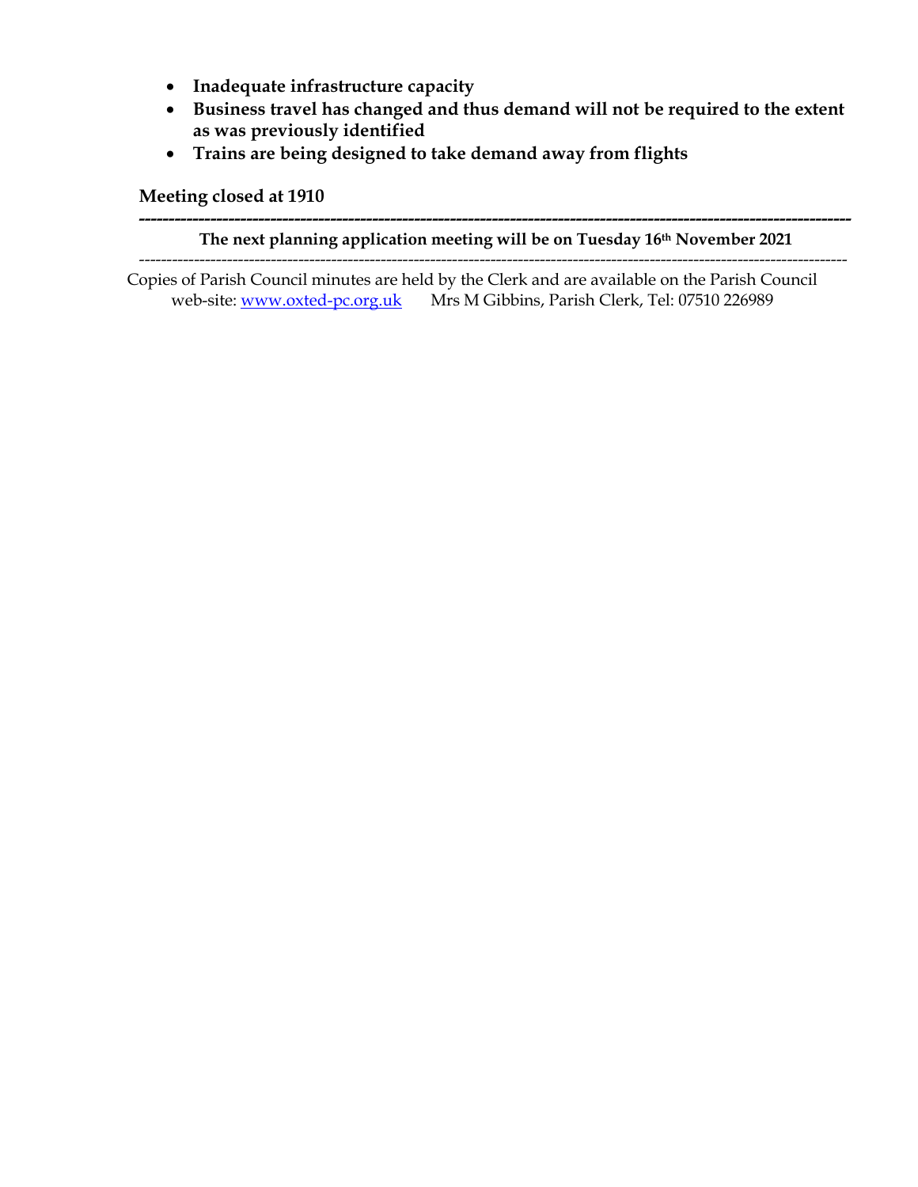- **Inadequate infrastructure capacity**
- **Business travel has changed and thus demand will not be required to the extent as was previously identified**
- **Trains are being designed to take demand away from flights**

**Meeting closed at 1910**

---

**The next planning application meeting will be on Tuesday 16th November 2021**

---

Copies of Parish Council minutes are held by the Clerk and are available on the Parish Council web-site: [www.oxted-pc.org.uk](http://www.oxted-pc.org.uk) Mrs M Gibbins, Parish Clerk, Tel: 07510 226989